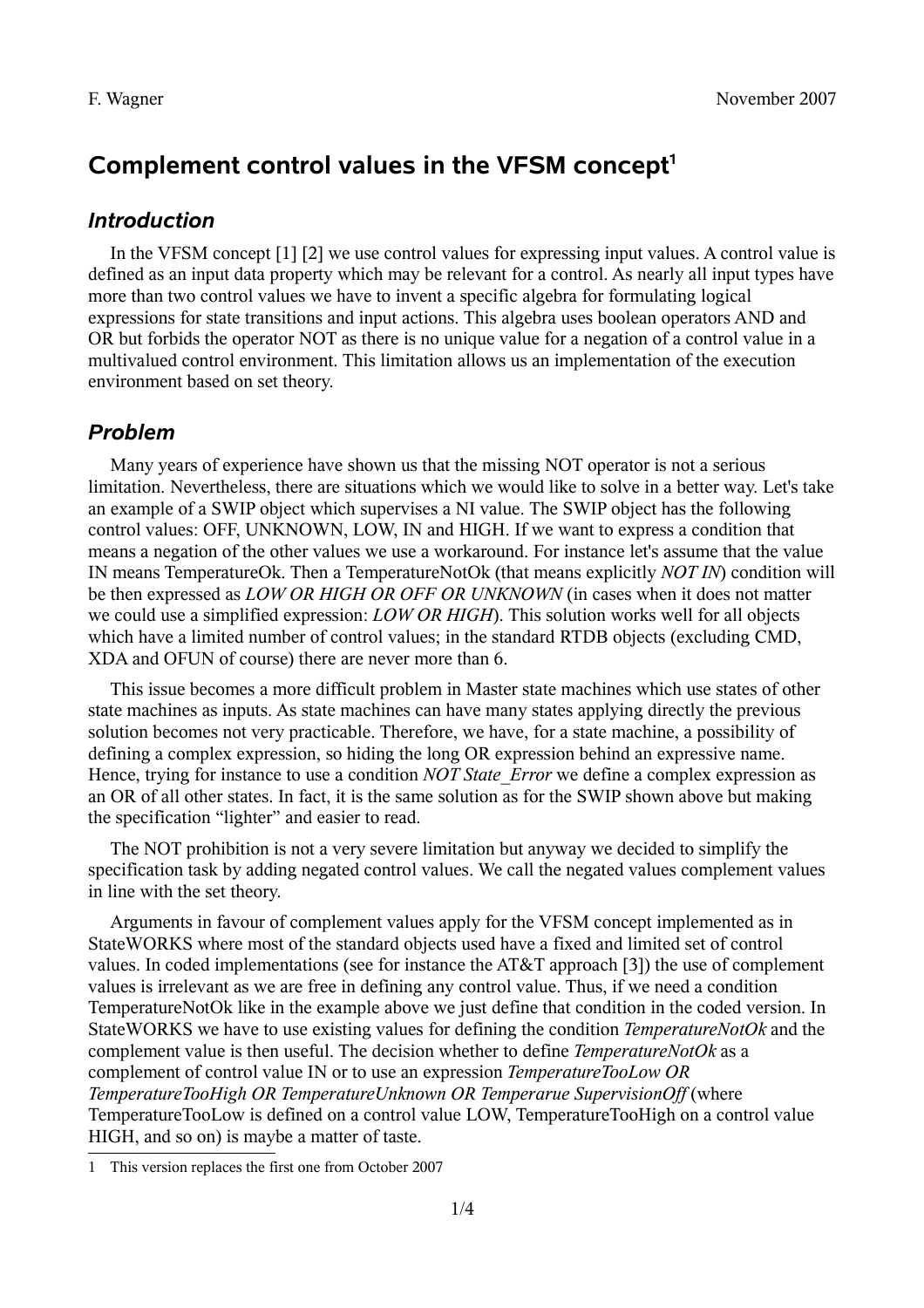# Complement control values in the VFSM concept[1]

## *Introduction*

In the VFSM concept [1] [2] we use control values for expressing input values. A control value is defined as an input data property which may be relevant for a control. As nearly all input types have more than two control values we have to invent a specific algebra for formulating logical expressions for state transitions and input actions. This algebra uses boolean operators AND and OR but forbids the operator NOT as there is no unique value for a negation of a control value in a multivalued control environment. This limitation allows us an implementation of the execution environment based on set theory.

## *Problem*

Many years of experience have shown us that the missing NOT operator is not a serious limitation. Nevertheless, there are situations which we would like to solve in a better way. Let's take an example of a SWIP object which supervises a NI value. The SWIP object has the following control values: OFF, UNKNOWN, LOW, IN and HIGH. If we want to express a condition that means a negation of the other values we use a workaround. For instance let's assume that the value IN means TemperatureOk. Then a TemperatureNotOk (that means explicitly *NOT IN*) condition will be then expressed as *LOW OR HIGH OR OFF OR UNKNOWN* (in cases when it does not matter we could use a simplified expression: *LOW OR HIGH*). This solution works well for all objects which have a limited number of control values; in the standard RTDB objects (excluding CMD, XDA and OFUN of course) there are never more than 6.

This issue becomes a more difficult problem in Master state machines which use states of other state machines as inputs. As state machines can have many states applying directly the previous solution becomes not very practicable. Therefore, we have, for a state machine, a possibility of defining a complex expression, so hiding the long OR expression behind an expressive name. Hence, trying for instance to use a condition *NOT State_Error* we define a complex expression as an OR of all other states. In fact, it is the same solution as for the SWIP shown above but making the specification "lighter" and easier to read.

The NOT prohibition is not a very severe limitation but anyway we decided to simplify the specification task by adding negated control values. We call the negated values complement values in line with the set theory.

Arguments in favour of complement values apply for the VFSM concept implemented as in StateWORKS where most of the standard objects used have a fixed and limited set of control values. In coded implementations (see for instance the AT&T approach [3]) the use of complement values is irrelevant as we are free in defining any control value. Thus, if we need a condition TemperatureNotOk like in the example above we just define that condition in the coded version. In StateWORKS we have to use existing values for defining the condition *TemperatureNotOk* and the complement value is then useful. The decision whether to define *TemperatureNotOk* as a complement of control value IN or to use an expression *TemperatureTooLow OR TemperatureTooHigh OR TemperatureUnknown OR Temperarue SupervisionOff* (where TemperatureTooLow is defined on a control value LOW, TemperatureTooHigh on a control value HIGH, and so on) is maybe a matter of taste.

---

1 This version replaces the first one from October 2007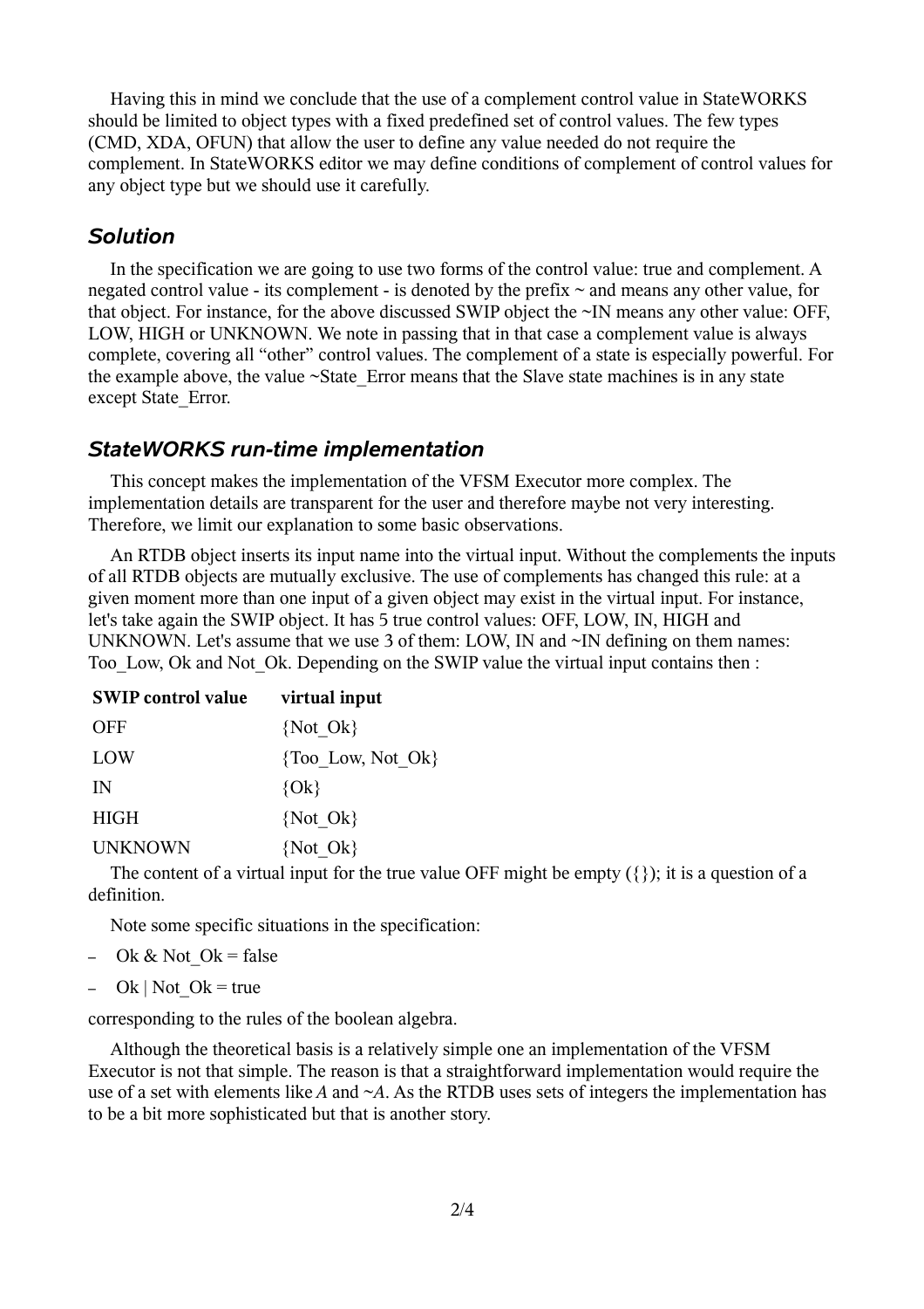Having this in mind we conclude that the use of a complement control value in StateWORKS should be limited to object types with a fixed predefined set of control values. The few types (CMD, XDA, OFUN) that allow the user to define any value needed do not require the complement. In StateWORKS editor we may define conditions of complement of control values for any object type but we should use it carefully.

### *Solution*

In the specification we are going to use two forms of the control value: true and complement. A negated control value - its complement - is denoted by the prefix ~ and means any other value, for that object. For instance, for the above discussed SWIP object the ~IN means any other value: OFF, LOW, HIGH or UNKNOWN. We note in passing that in that case a complement value is always complete, covering all "other" control values. The complement of a state is especially powerful. For the example above, the value ~State_Error means that the Slave state machines is in any state except State_Error.

### *StateWORKS run-time implementation*

This concept makes the implementation of the VFSM Executor more complex. The implementation details are transparent for the user and therefore maybe not very interesting. Therefore, we limit our explanation to some basic observations.

An RTDB object inserts its input name into the virtual input. Without the complements the inputs of all RTDB objects are mutually exclusive. The use of complements has changed this rule: at a given moment more than one input of a given object may exist in the virtual input. For instance, let's take again the SWIP object. It has 5 true control values: OFF, LOW, IN, HIGH and UNKNOWN. Let's assume that we use 3 of them: LOW, IN and ~IN defining on them names: Too_Low, Ok and Not_Ok. Depending on the SWIP value the virtual input contains then :

| SWIP control value | virtual input |
|---|---|
| OFF | {Not_Ok} |
| LOW | {Too_Low, Not_Ok} |
| IN | {Ok} |
| HIGH | {Not_Ok} |
| UNKNOWN | {Not_Ok} |

The content of a virtual input for the true value OFF might be empty ({}); it is a question of a definition.

Note some specific situations in the specification:

- Ok & Not_Ok = false
- Ok | Not_Ok = true

corresponding to the rules of the boolean algebra.

Although the theoretical basis is a relatively simple one an implementation of the VFSM Executor is not that simple. The reason is that a straightforward implementation would require the use of a set with elements like *A* and ~*A*. As the RTDB uses sets of integers the implementation has to be a bit more sophisticated but that is another story.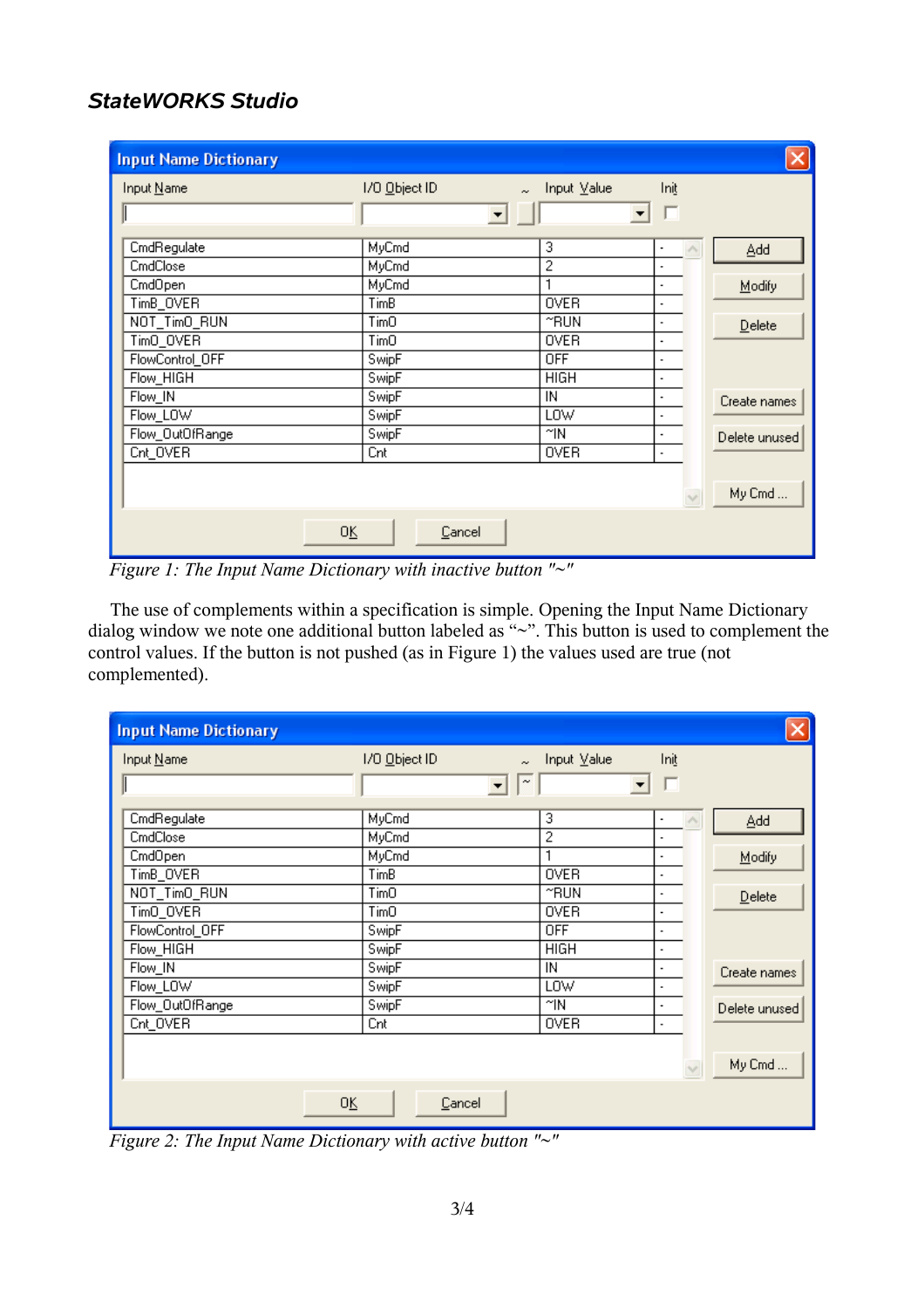| Input Name | I/O Object ID | Input Value | Init |
|---|---|---|---|
| CmdRegulate | MyCmd | 3 | - |
| CmdClose | MyCmd | 2 | - |
| CmdOpen | MyCmd | 1 | - |
| TimB_OVER | TimB | OVER | - |
| NOT_Tim0_RUN | Tim0 | ~RUN | - |
| Tim0_OVER | Tim0 | OVER | - |
| FlowControl_OFF | SwipF | OFF | - |
| Flow_HIGH | SwipF | HIGH | - |
| Flow_IN | SwipF | IN | - |
| Flow_LOW | SwipF | LOW | - |
| Flow_OutOfRange | SwipF | ~IN | - |
| Cnt_OVER | Cnt | OVER | - |

*Figure 1: The Input Name Dictionary with inactive button "~"*

The use of complements within a specification is simple. Opening the Input Name Dictionary dialog window we note one additional button labeled as "~". This button is used to complement the control values. If the button is not pushed (as in Figure 1) the values used are true (not complemented).

| Input Name | I/O Object ID | Input Value | Init |
|---|---|---|---|
| CmdRegulate | MyCmd | 3 | - |
| CmdClose | MyCmd | 2 | - |
| CmdOpen | MyCmd | 1 | - |
| TimB_OVER | TimB | OVER | - |
| NOT_Tim0_RUN | Tim0 | ~RUN | - |
| Tim0_OVER | Tim0 | OVER | - |
| FlowControl_OFF | SwipF | OFF | - |
| Flow_HIGH | SwipF | HIGH | - |
| Flow_IN | SwipF | IN | - |
| Flow_LOW | SwipF | LOW | - |
| Flow_OutOfRange | SwipF | ~IN | - |
| Cnt_OVER | Cnt | OVER | - |

*Figure 2: The Input Name Dictionary with active button "~"*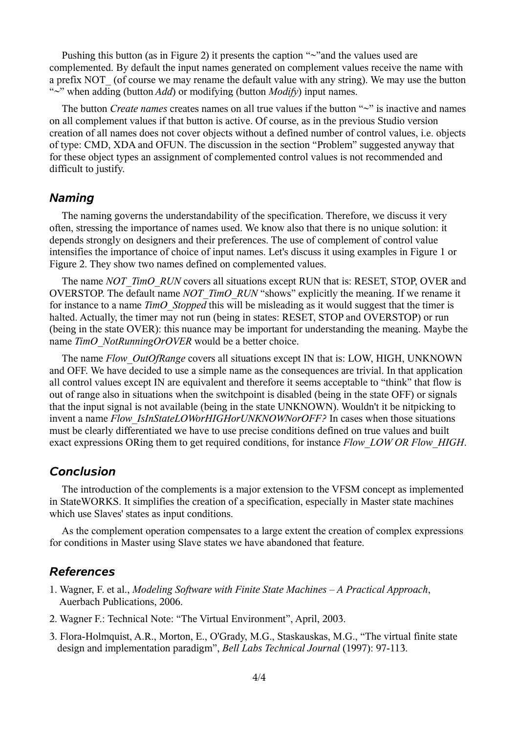Pushing this button (as in Figure 2) it presents the caption "~"and the values used are complemented. By default the input names generated on complement values receive the name with a prefix NOT_ (of course we may rename the default value with any string). We may use the button "~" when adding (button *Add*) or modifying (button *Modify*) input names.

The button *Create names* creates names on all true values if the button "~" is inactive and names on all complement values if that button is active. Of course, as in the previous Studio version creation of all names does not cover objects without a defined number of control values, i.e. objects of type: CMD, XDA and OFUN. The discussion in the section "Problem" suggested anyway that for these object types an assignment of complemented control values is not recommended and difficult to justify.

## Naming

The naming governs the understandability of the specification. Therefore, we discuss it very often, stressing the importance of names used. We know also that there is no unique solution: it depends strongly on designers and their preferences. The use of complement of control value intensifies the importance of choice of input names. Let's discuss it using examples in Figure 1 or Figure 2. They show two names defined on complemented values.

The name *NOT_TimO_RUN* covers all situations except RUN that is: RESET, STOP, OVER and OVERSTOP. The default name *NOT_TimO_RUN* "shows" explicitly the meaning. If we rename it for instance to a name *TimO_Stopped* this will be misleading as it would suggest that the timer is halted. Actually, the timer may not run (being in states: RESET, STOP and OVERSTOP) or run (being in the state OVER): this nuance may be important for understanding the meaning. Maybe the name *TimO_NotRunningOrOVER* would be a better choice.

The name *Flow_OutOfRange* covers all situations except IN that is: LOW, HIGH, UNKNOWN and OFF. We have decided to use a simple name as the consequences are trivial. In that application all control values except IN are equivalent and therefore it seems acceptable to "think" that flow is out of range also in situations when the switchpoint is disabled (being in the state OFF) or signals that the input signal is not available (being in the state UNKNOWN). Wouldn't it be nitpicking to invent a name *Flow_IsInStateLOWorHIGHorUNKNOWNorOFF?* In cases when those situations must be clearly differentiated we have to use precise conditions defined on true values and built exact expressions ORing them to get required conditions, for instance *Flow_LOW OR Flow_HIGH*.

## Conclusion

The introduction of the complements is a major extension to the VFSM concept as implemented in StateWORKS. It simplifies the creation of a specification, especially in Master state machines which use Slaves' states as input conditions.

As the complement operation compensates to a large extent the creation of complex expressions for conditions in Master using Slave states we have abandoned that feature.

## References

1. Wagner, F. et al., *Modeling Software with Finite State Machines – A Practical Approach*, Auerbach Publications, 2006.
2. Wagner F.: Technical Note: "The Virtual Environment", April, 2003.
3. Flora-Holmquist, A.R., Morton, E., O'Grady, M.G., Staskauskas, M.G., "The virtual finite state design and implementation paradigm", *Bell Labs Technical Journal* (1997): 97-113.